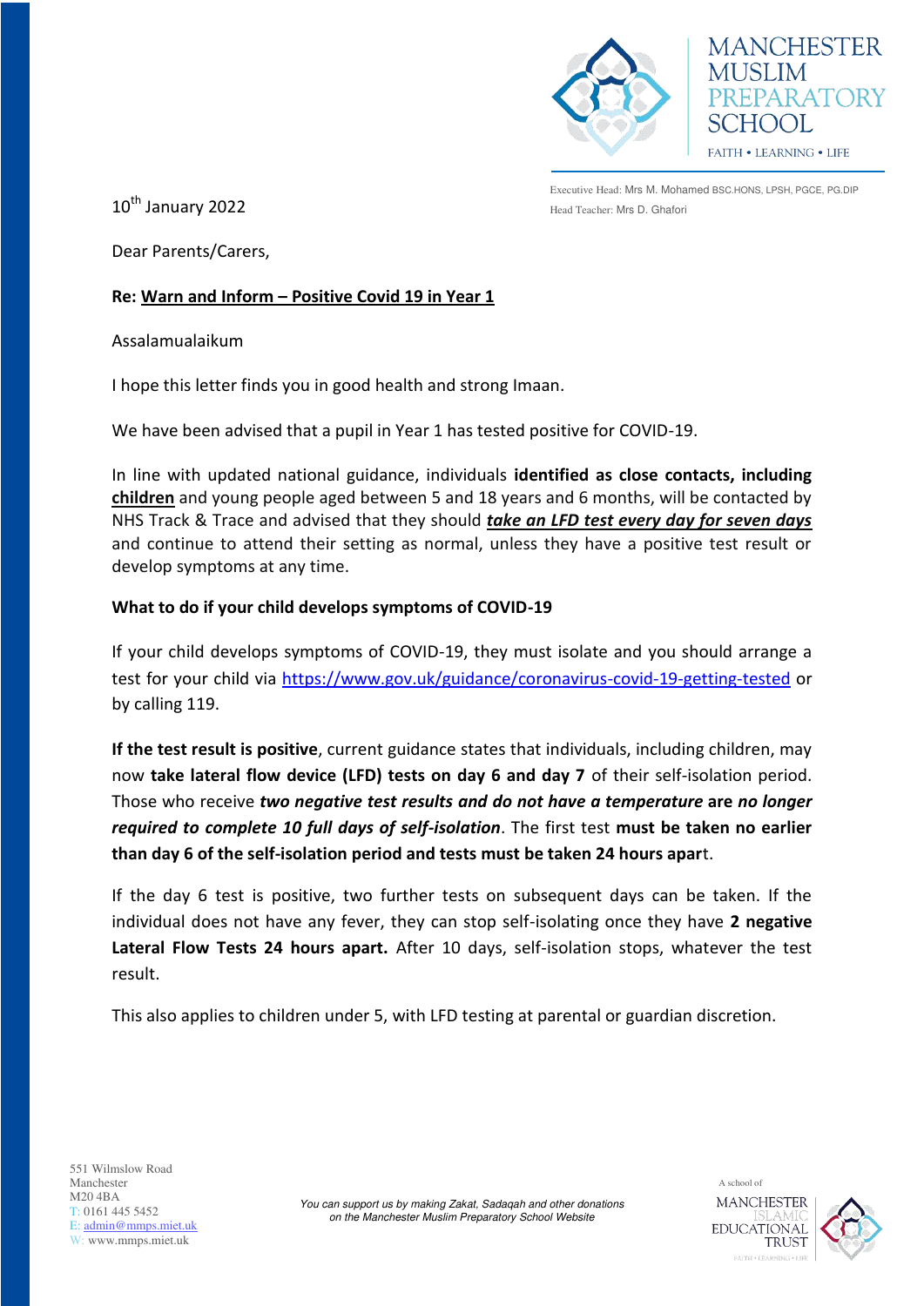MANCHESTER MUSLIM PREPARATORY SCHOOL

FAITH • LEARNING • LIFE

Executive Head: Mrs M. Mohamed BSC.HONS, LPSH, PGCE, PG.DIP
Head Teacher: Mrs D. Ghafori

10th January 2022

Dear Parents/Carers,

**Re: Warn and Inform – Positive Covid 19 in Year 1**

Assalamualaikum

I hope this letter finds you in good health and strong Imaan.

We have been advised that a pupil in Year 1 has tested positive for COVID-19.

In line with updated national guidance, individuals **identified as close contacts, including children** and young people aged between 5 and 18 years and 6 months, will be contacted by NHS Track & Trace and advised that they should ***take an LFD test every day for seven days*** and continue to attend their setting as normal, unless they have a positive test result or develop symptoms at any time.

**What to do if your child develops symptoms of COVID-19**

If your child develops symptoms of COVID-19, they must isolate and you should arrange a test for your child via https://www.gov.uk/guidance/coronavirus-covid-19-getting-tested or by calling 119.

**If the test result is positive**, current guidance states that individuals, including children, may now **take lateral flow device (LFD) tests on day 6 and day 7** of their self-isolation period. Those who receive ***two negative test results and do not have a temperature*** **are** ***no longer required to complete 10 full days of self-isolation***. The first test **must be taken no earlier than day 6 of the self-isolation period and tests must be taken 24 hours apart**.

If the day 6 test is positive, two further tests on subsequent days can be taken. If the individual does not have any fever, they can stop self-isolating once they have **2 negative Lateral Flow Tests 24 hours apart.** After 10 days, self-isolation stops, whatever the test result.

This also applies to children under 5, with LFD testing at parental or guardian discretion.

551 Wilmslow Road
Manchester
M20 4BA
T: 0161 445 5452
E: admin@mmps.miet.uk
W: www.mmps.miet.uk

*You can support us by making Zakat, Sadaqah and other donations on the Manchester Muslim Preparatory School Website*

A school of MANCHESTER ISLAMIC EDUCATIONAL TRUST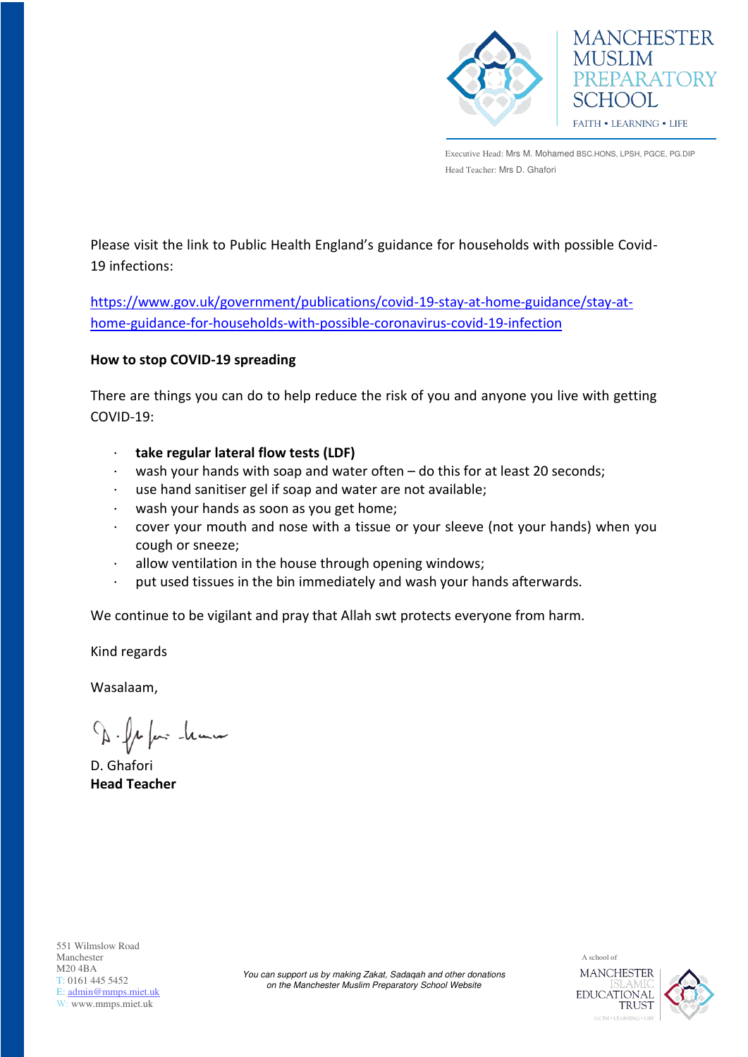Please visit the link to Public Health England's guidance for households with possible Covid-19 infections:

[https://www.gov.uk/government/publications/covid-19-stay-at-home-guidance/stay-at-home-guidance-for-households-with-possible-coronavirus-covid-19-infection](https://www.gov.uk/government/publications/covid-19-stay-at-home-guidance/stay-at-home-guidance-for-households-with-possible-coronavirus-covid-19-infection)

**How to stop COVID-19 spreading**

There are things you can do to help reduce the risk of you and anyone you live with getting COVID-19:

- **take regular lateral flow tests (LDF)**
- wash your hands with soap and water often – do this for at least 20 seconds;
- use hand sanitiser gel if soap and water are not available;
- wash your hands as soon as you get home;
- cover your mouth and nose with a tissue or your sleeve (not your hands) when you cough or sneeze;
- allow ventilation in the house through opening windows;
- put used tissues in the bin immediately and wash your hands afterwards.

We continue to be vigilant and pray that Allah swt protects everyone from harm.

Kind regards

Wasalaam,

D. Ghafori
**Head Teacher**

551 Wilmslow Road
Manchester
M20 4BA
T: 0161 445 5452
E: admin@mmps.miet.uk
W: www.mmps.miet.uk

*You can support us by making Zakat, Sadaqah and other donations on the Manchester Muslim Preparatory School Website*

A school of MANCHESTER ISLAMIC EDUCATIONAL TRUST